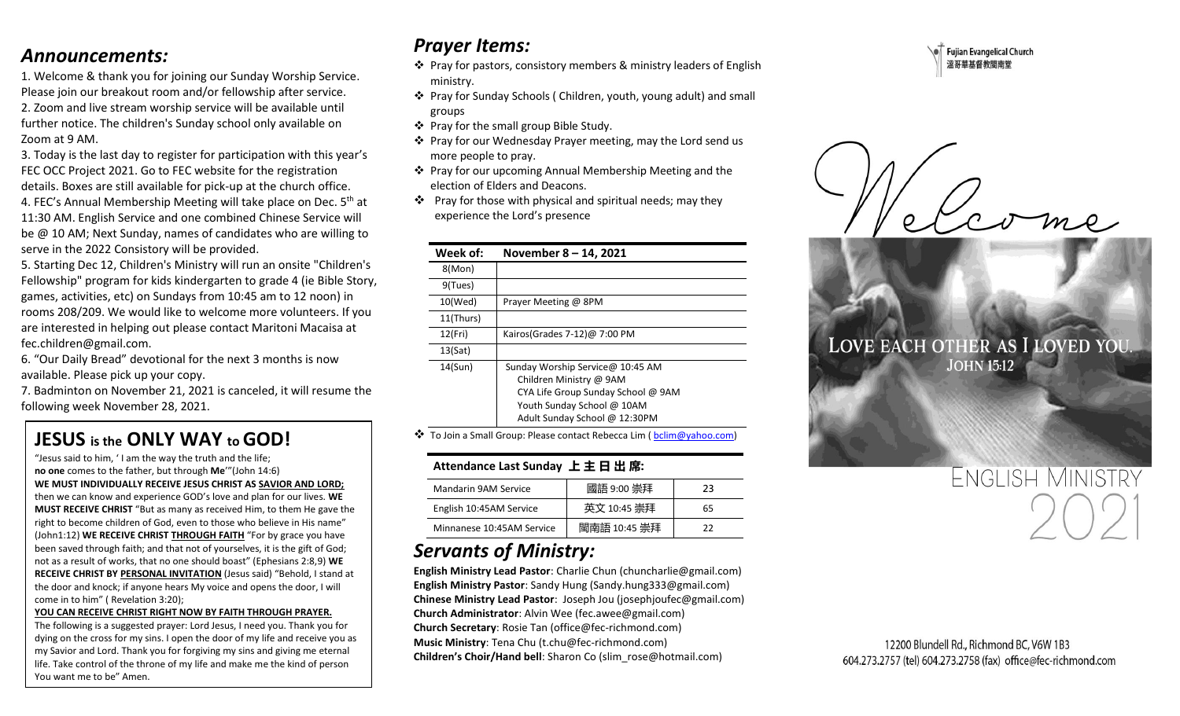## *Announcements:*

1. Welcome & thank you for joining our Sunday Worship Service. Please join our breakout room and/or fellowship after service.
2. Zoom and live stream worship service will be available until further notice. The children's Sunday school only available on Zoom at 9 AM.
3. Today is the last day to register for participation with this year's FEC OCC Project 2021. Go to FEC website for the registration details. Boxes are still available for pick-up at the church office.
4. FEC's Annual Membership Meeting will take place on Dec. 5th at 11:30 AM. English Service and one combined Chinese Service will be @ 10 AM; Next Sunday, names of candidates who are willing to serve in the 2022 Consistory will be provided.
5. Starting Dec 12, Children's Ministry will run an onsite "Children's Fellowship" program for kids kindergarten to grade 4 (ie Bible Story, games, activities, etc) on Sundays from 10:45 am to 12 noon) in rooms 208/209. We would like to welcome more volunteers. If you are interested in helping out please contact Maritoni Macaisa at fec.children@gmail.com.
6. "Our Daily Bread" devotional for the next 3 months is now available. Please pick up your copy.
7. Badminton on November 21, 2021 is canceled, it will resume the following week November 28, 2021.

## JESUS is the ONLY WAY to GOD!

"Jesus said to him, ' I am the way the truth and the life; **no one** comes to the father, but through **Me**'"(John 14:6)

**WE MUST INDIVIDUALLY RECEIVE JESUS CHRIST AS SAVIOR AND LORD;** then we can know and experience GOD's love and plan for our lives. **WE MUST RECEIVE CHRIST** "But as many as received Him, to them He gave the right to become children of God, even to those who believe in His name" (John1:12) **WE RECEIVE CHRIST THROUGH FAITH** "For by grace you have been saved through faith; and that not of yourselves, it is the gift of God; not as a result of works, that no one should boast" (Ephesians 2:8,9) **WE RECEIVE CHRIST BY PERSONAL INVITATION** (Jesus said) "Behold, I stand at the door and knock; if anyone hears My voice and opens the door, I will come in to him" ( Revelation 3:20);

**YOU CAN RECEIVE CHRIST RIGHT NOW BY FAITH THROUGH PRAYER.**

The following is a suggested prayer: Lord Jesus, I need you. Thank you for dying on the cross for my sins. I open the door of my life and receive you as my Savior and Lord. Thank you for forgiving my sins and giving me eternal life. Take control of the throne of my life and make me the kind of person You want me to be" Amen.

## *Prayer Items:*

- Pray for pastors, consistory members & ministry leaders of English ministry.
- Pray for Sunday Schools ( Children, youth, young adult) and small groups
- Pray for the small group Bible Study.
- Pray for our Wednesday Prayer meeting, may the Lord send us more people to pray.
- Pray for our upcoming Annual Membership Meeting and the election of Elders and Deacons.
- Pray for those with physical and spiritual needs; may they experience the Lord's presence

| Week of: | November 8 – 14, 2021 |
|---|---|
| 8(Mon) | |
| 9(Tues) | |
| 10(Wed) | Prayer Meeting @ 8PM |
| 11(Thurs) | |
| 12(Fri) | Kairos(Grades 7-12)@ 7:00 PM |
| 13(Sat) | |
| 14(Sun) | Sunday Worship Service@ 10:45 AM<br>Children Ministry @ 9AM<br>CYA Life Group Sunday School @ 9AM<br>Youth Sunday School @ 10AM<br>Adult Sunday School @ 12:30PM |

- To Join a Small Group: Please contact Rebecca Lim ( bclim@yahoo.com)

**Attendance Last Sunday 上主日出席:**

| | | |
|---|---|---|
| Mandarin 9AM Service | 國語 9:00 崇拜 | 23 |
| English 10:45AM Service | 英文 10:45 崇拜 | 65 |
| Minnanese 10:45AM Service | 閩南語 10:45 崇拜 | 22 |

## *Servants of Ministry:*

**English Ministry Lead Pastor**: Charlie Chun (chuncharlie@gmail.com)
**English Ministry Pastor**: Sandy Hung (Sandy.hung333@gmail.com)
**Chinese Ministry Lead Pastor**: Joseph Jou (josephjoufec@gmail.com)
**Church Administrator**: Alvin Wee (fec.awee@gmail.com)
**Church Secretary**: Rosie Tan (office@fec-richmond.com)
**Music Ministry**: Tena Chu (t.chu@fec-richmond.com)
**Children's Choir/Hand bell**: Sharon Co (slim_rose@hotmail.com)

Fujian Evangelical Church
溫哥華基督教閩南堂

Welcome

LOVE EACH OTHER AS I LOVED YOU.
JOHN 15:12

ENGLISH MINISTRY
2021

12200 Blundell Rd., Richmond BC, V6W 1B3
604.273.2757 (tel) 604.273.2758 (fax) office@fec-richmond.com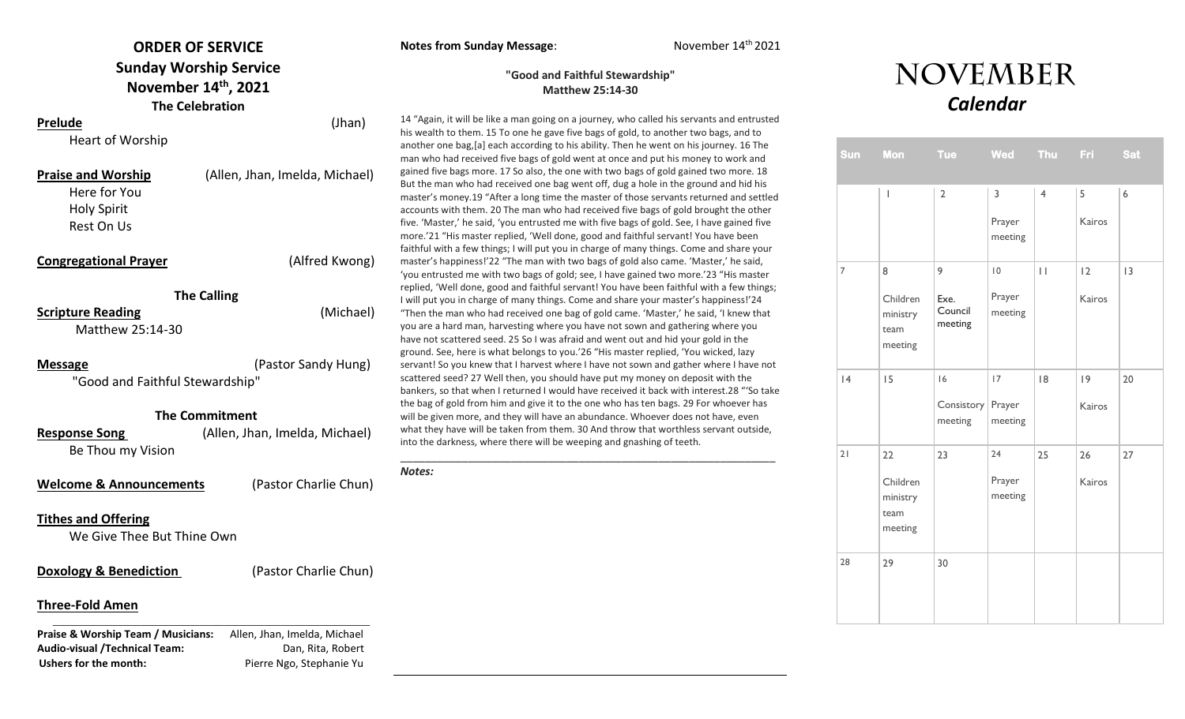# ORDER OF SERVICE

## Sunday Worship Service

## November 14th, 2021

### The Celebration

**Prelude** (Jhan)

Heart of Worship

**Praise and Worship** (Allen, Jhan, Imelda, Michael)

Here for You
Holy Spirit
Rest On Us

**Congregational Prayer** (Alfred Kwong)

### The Calling

**Scripture Reading** (Michael)

Matthew 25:14-30

**Message** (Pastor Sandy Hung)

"Good and Faithful Stewardship"

### The Commitment

**Response Song** (Allen, Jhan, Imelda, Michael)

Be Thou my Vision

**Welcome & Announcements** (Pastor Charlie Chun)

**Tithes and Offering**

We Give Thee But Thine Own

**Doxology & Benediction** (Pastor Charlie Chun)

**Three-Fold Amen**

---

**Praise & Worship Team / Musicians:** Allen, Jhan, Imelda, Michael
**Audio-visual /Technical Team:** Dan, Rita, Robert
**Ushers for the month:** Pierre Ngo, Stephanie Yu

**Notes from Sunday Message**: November 14th 2021

**"Good and Faithful Stewardship"**
**Matthew 25:14-30**

14 "Again, it will be like a man going on a journey, who called his servants and entrusted his wealth to them. 15 To one he gave five bags of gold, to another two bags, and to another one bag,[a] each according to his ability. Then he went on his journey. 16 The man who had received five bags of gold went at once and put his money to work and gained five bags more. 17 So also, the one with two bags of gold gained two more. 18 But the man who had received one bag went off, dug a hole in the ground and hid his master's money.19 "After a long time the master of those servants returned and settled accounts with them. 20 The man who had received five bags of gold brought the other five. 'Master,' he said, 'you entrusted me with five bags of gold. See, I have gained five more.'21 "His master replied, 'Well done, good and faithful servant! You have been faithful with a few things; I will put you in charge of many things. Come and share your master's happiness!'22 "The man with two bags of gold also came. 'Master,' he said, 'you entrusted me with two bags of gold; see, I have gained two more.'23 "His master replied, 'Well done, good and faithful servant! You have been faithful with a few things; I will put you in charge of many things. Come and share your master's happiness!'24 "Then the man who had received one bag of gold came. 'Master,' he said, 'I knew that you are a hard man, harvesting where you have not sown and gathering where you have not scattered seed. 25 So I was afraid and went out and hid your gold in the ground. See, here is what belongs to you.'26 "His master replied, 'You wicked, lazy servant! So you knew that I harvest where I have not sown and gather where I have not scattered seed? 27 Well then, you should have put my money on deposit with the bankers, so that when I returned I would have received it back with interest.28 "'So take the bag of gold from him and give it to the one who has ten bags. 29 For whoever has will be given more, and they will have an abundance. Whoever does not have, even what they have will be taken from them. 30 And throw that worthless servant outside, into the darkness, where there will be weeping and gnashing of teeth.

---

***Notes:***

# NOVEMBER
## *Calendar*

| Sun | Mon | Tue | Wed | Thu | Fri | Sat |
|---|---|---|---|---|---|---|
| | 1 | 2 | 3 Prayer meeting | 4 | 5 Kairos | 6 |
| 7 | 8 Children ministry team meeting | 9 Exe. Council meeting | 10 Prayer meeting | 11 | 12 Kairos | 13 |
| 14 | 15 | 16 Consistory meeting | 17 Prayer meeting | 18 | 19 Kairos | 20 |
| 21 | 22 Children ministry team meeting | 23 | 24 Prayer meeting | 25 | 26 Kairos | 27 |
| 28 | 29 | 30 | | | | |